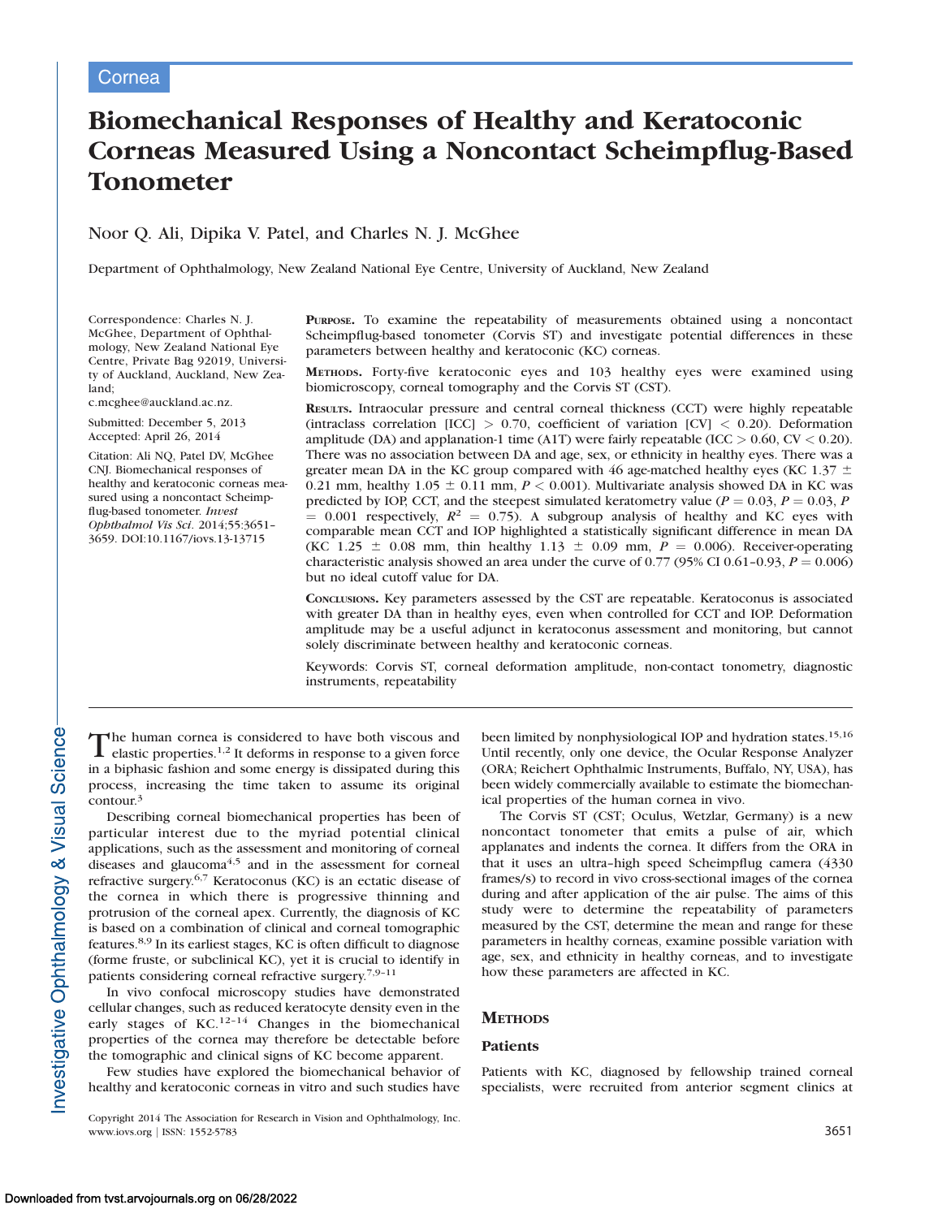Cornea

# Biomechanical Responses of Healthy and Keratoconic Corneas Measured Using a Noncontact Scheimpflug-Based Tonometer

Noor Q. Ali, Dipika V. Patel, and Charles N. J. McGhee

Department of Ophthalmology, New Zealand National Eye Centre, University of Auckland, New Zealand

Correspondence: Charles N. J. McGhee, Department of Ophthalmology, New Zealand National Eye Centre, Private Bag 92019, University of Auckland, Auckland, New Zealand; c.mcghee@auckland.ac.nz.

Submitted: December 5, 2013
Accepted: April 26, 2014

Citation: Ali NQ, Patel DV, McGhee CNJ. Biomechanical responses of healthy and keratoconic corneas measured using a noncontact Scheimpflug-based tonometer. *Invest Ophthalmol Vis Sci*. 2014;55:3651–3659. DOI:10.1167/iovs.13-13715

**PURPOSE.** To examine the repeatability of measurements obtained using a noncontact Scheimpflug-based tonometer (Corvis ST) and investigate potential differences in these parameters between healthy and keratoconic (KC) corneas.

**METHODS.** Forty-five keratoconic eyes and 103 healthy eyes were examined using biomicroscopy, corneal tomography and the Corvis ST (CST).

**RESULTS.** Intraocular pressure and central corneal thickness (CCT) were highly repeatable (intraclass correlation [ICC] > 0.70, coefficient of variation [CV] < 0.20). Deformation amplitude (DA) and applanation-1 time (A1T) were fairly repeatable (ICC > 0.60, CV < 0.20). There was no association between DA and age, sex, or ethnicity in healthy eyes. There was a greater mean DA in the KC group compared with 46 age-matched healthy eyes (KC 1.37 ± 0.21 mm, healthy 1.05 ± 0.11 mm, $P < 0.001$). Multivariate analysis showed DA in KC was predicted by IOP, CCT, and the steepest simulated keratometry value ($P = 0.03$, $P = 0.03$, $P = 0.001$ respectively, $R^2 = 0.75$). A subgroup analysis of healthy and KC eyes with comparable mean CCT and IOP highlighted a statistically significant difference in mean DA (KC 1.25 ± 0.08 mm, thin healthy 1.13 ± 0.09 mm, $P = 0.006$). Receiver-operating characteristic analysis showed an area under the curve of 0.77 (95% CI 0.61–0.93, $P = 0.006$) but no ideal cutoff value for DA.

**CONCLUSIONS.** Key parameters assessed by the CST are repeatable. Keratoconus is associated with greater DA than in healthy eyes, even when controlled for CCT and IOP. Deformation amplitude may be a useful adjunct in keratoconus assessment and monitoring, but cannot solely discriminate between healthy and keratoconic corneas.

Keywords: Corvis ST, corneal deformation amplitude, non-contact tonometry, diagnostic instruments, repeatability

The human cornea is considered to have both viscous and elastic properties.[1,2] It deforms in response to a given force in a biphasic fashion and some energy is dissipated during this process, increasing the time taken to assume its original contour.[3]

Describing corneal biomechanical properties has been of particular interest due to the myriad potential clinical applications, such as the assessment and monitoring of corneal diseases and glaucoma[4,5] and in the assessment for corneal refractive surgery.[6,7] Keratoconus (KC) is an ectatic disease of the cornea in which there is progressive thinning and protrusion of the corneal apex. Currently, the diagnosis of KC is based on a combination of clinical and corneal tomographic features.[8,9] In its earliest stages, KC is often difficult to diagnose (forme fruste, or subclinical KC), yet it is crucial to identify in patients considering corneal refractive surgery.[7,9–11]

In vivo confocal microscopy studies have demonstrated cellular changes, such as reduced keratocyte density even in the early stages of KC.[12–14] Changes in the biomechanical properties of the cornea may therefore be detectable before the tomographic and clinical signs of KC become apparent.

Few studies have explored the biomechanical behavior of healthy and keratoconic corneas in vitro and such studies have been limited by nonphysiological IOP and hydration states.[15,16] Until recently, only one device, the Ocular Response Analyzer (ORA; Reichert Ophthalmic Instruments, Buffalo, NY, USA), has been widely commercially available to estimate the biomechanical properties of the human cornea in vivo.

The Corvis ST (CST; Oculus, Wetzlar, Germany) is a new noncontact tonometer that emits a pulse of air, which applanates and indents the cornea. It differs from the ORA in that it uses an ultra-high speed Scheimpflug camera (4330 frames/s) to record in vivo cross-sectional images of the cornea during and after application of the air pulse. The aims of this study were to determine the repeatability of parameters measured by the CST, determine the mean and range for these parameters in healthy corneas, examine possible variation with age, sex, and ethnicity in healthy corneas, and to investigate how these parameters are affected in KC.

## METHODS

### Patients

Patients with KC, diagnosed by fellowship trained corneal specialists, were recruited from anterior segment clinics at

Copyright 2014 The Association for Research in Vision and Ophthalmology, Inc.
www.iovs.org | ISSN: 1552-5783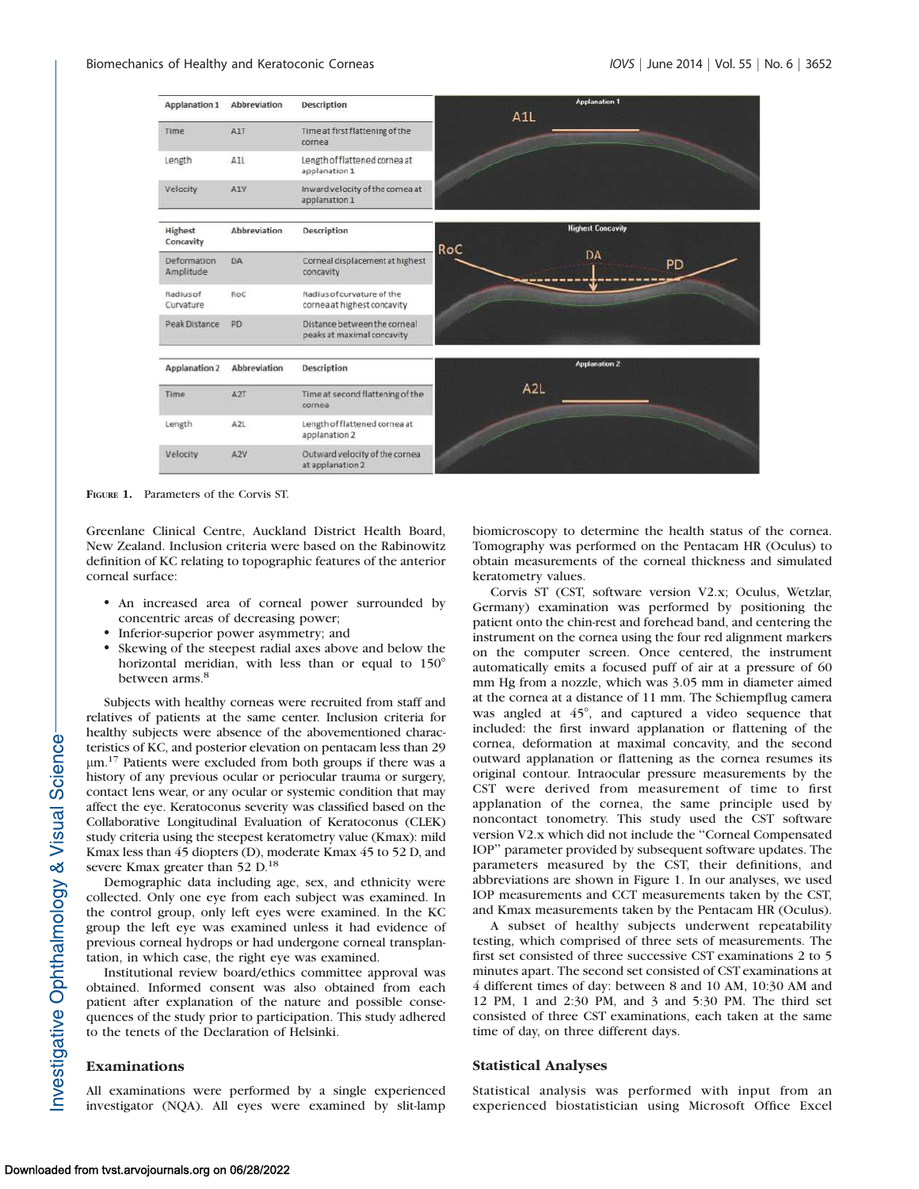| Applanation 1 | Abbreviation | Description |
|---|---|---|
| Time | A1T | Time at first flattening of the cornea |
| Length | A1L | Length of flattened cornea at applanation 1 |
| Velocity | A1V | Inward velocity of the cornea at applanation 1 |

| Highest Concavity | Abbreviation | Description |
|---|---|---|
| Deformation Amplitude | DA | Corneal displacement at highest concavity |
| Radius of Curvature | RoC | Radius of curvature of the cornea at highest concavity |
| Peak Distance | PD | Distance between the corneal peaks at maximal concavity |

| Applanation 2 | Abbreviation | Description |
|---|---|---|
| Time | A2T | Time at second flattening of the cornea |
| Length | A2L | Length of flattened cornea at applanation 2 |
| Velocity | A2V | Outward velocity of the cornea at applanation 2 |

FIGURE 1. Parameters of the Corvis ST.

Greenlane Clinical Centre, Auckland District Health Board, New Zealand. Inclusion criteria were based on the Rabinowitz definition of KC relating to topographic features of the anterior corneal surface:

- An increased area of corneal power surrounded by concentric areas of decreasing power;
- Inferior-superior power asymmetry; and
- Skewing of the steepest radial axes above and below the horizontal meridian, with less than or equal to 150° between arms.[8]

Subjects with healthy corneas were recruited from staff and relatives of patients at the same center. Inclusion criteria for healthy subjects were absence of the abovementioned characteristics of KC, and posterior elevation on pentacam less than 29 µm.[17] Patients were excluded from both groups if there was a history of any previous ocular or periocular trauma or surgery, contact lens wear, or any ocular or systemic condition that may affect the eye. Keratoconus severity was classified based on the Collaborative Longitudinal Evaluation of Keratoconus (CLEK) study criteria using the steepest keratometry value (Kmax): mild Kmax less than 45 diopters (D), moderate Kmax 45 to 52 D, and severe Kmax greater than 52 D.[18]

Demographic data including age, sex, and ethnicity were collected. Only one eye from each subject was examined. In the control group, only left eyes were examined. In the KC group the left eye was examined unless it had evidence of previous corneal hydrops or had undergone corneal transplantation, in which case, the right eye was examined.

Institutional review board/ethics committee approval was obtained. Informed consent was also obtained from each patient after explanation of the nature and possible consequences of the study prior to participation. This study adhered to the tenets of the Declaration of Helsinki.

## Examinations

All examinations were performed by a single experienced investigator (NQA). All eyes were examined by slit-lamp biomicroscopy to determine the health status of the cornea. Tomography was performed on the Pentacam HR (Oculus) to obtain measurements of the corneal thickness and simulated keratometry values.

Corvis ST (CST, software version V2.x; Oculus, Wetzlar, Germany) examination was performed by positioning the patient onto the chin-rest and forehead band, and centering the instrument on the cornea using the four red alignment markers on the computer screen. Once centered, the instrument automatically emits a focused puff of air at a pressure of 60 mm Hg from a nozzle, which was 3.05 mm in diameter aimed at the cornea at a distance of 11 mm. The Schiempflug camera was angled at 45°, and captured a video sequence that included: the first inward applanation or flattening of the cornea, deformation at maximal concavity, and the second outward applanation or flattening as the cornea resumes its original contour. Intraocular pressure measurements by the CST were derived from measurement of time to first applanation of the cornea, the same principle used by noncontact tonometry. This study used the CST software version V2.x which did not include the "Corneal Compensated IOP" parameter provided by subsequent software updates. The parameters measured by the CST, their definitions, and abbreviations are shown in Figure 1. In our analyses, we used IOP measurements and CCT measurements taken by the CST, and Kmax measurements taken by the Pentacam HR (Oculus).

A subset of healthy subjects underwent repeatability testing, which comprised of three sets of measurements. The first set consisted of three successive CST examinations 2 to 5 minutes apart. The second set consisted of CST examinations at 4 different times of day: between 8 and 10 AM, 10:30 AM and 12 PM, 1 and 2:30 PM, and 3 and 5:30 PM. The third set consisted of three CST examinations, each taken at the same time of day, on three different days.

## Statistical Analyses

Statistical analysis was performed with input from an experienced biostatistician using Microsoft Office Excel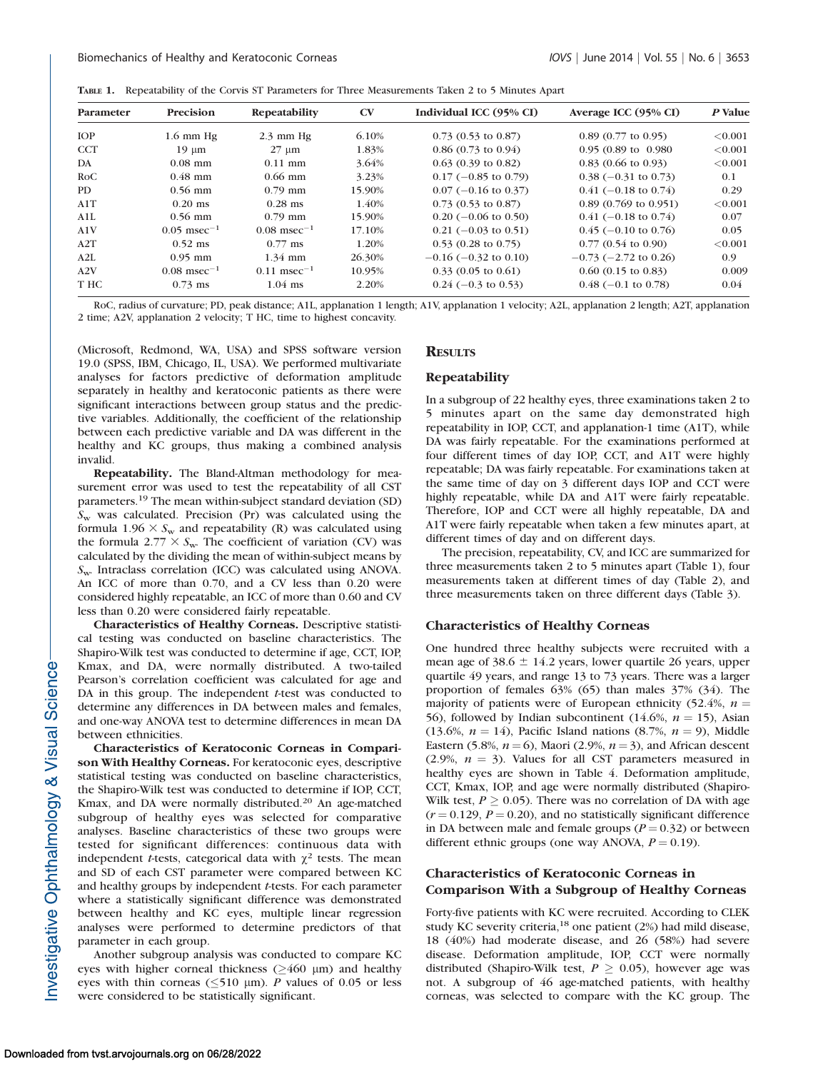**Table 1.** Repeatability of the Corvis ST Parameters for Three Measurements Taken 2 to 5 Minutes Apart

| Parameter | Precision | Repeatability | CV | Individual ICC (95% CI) | Average ICC (95% CI) | *P* Value |
|---|---|---|---|---|---|---|
| IOP | 1.6 mm Hg | 2.3 mm Hg | 6.10% | 0.73 (0.53 to 0.87) | 0.89 (0.77 to 0.95) | <0.001 |
| CCT | 19 μm | 27 μm | 1.83% | 0.86 (0.73 to 0.94) | 0.95 (0.89 to 0.980 | <0.001 |
| DA | 0.08 mm | 0.11 mm | 3.64% | 0.63 (0.39 to 0.82) | 0.83 (0.66 to 0.93) | <0.001 |
| RoC | 0.48 mm | 0.66 mm | 3.23% | 0.17 (−0.85 to 0.79) | 0.38 (−0.31 to 0.73) | 0.1 |
| PD | 0.56 mm | 0.79 mm | 15.90% | 0.07 (−0.16 to 0.37) | 0.41 (−0.18 to 0.74) | 0.29 |
| A1T | 0.20 ms | 0.28 ms | 1.40% | 0.73 (0.53 to 0.87) | 0.89 (0.769 to 0.951) | <0.001 |
| A1L | 0.56 mm | 0.79 mm | 15.90% | 0.20 (−0.06 to 0.50) | 0.41 (−0.18 to 0.74) | 0.07 |
| A1V | 0.05 $msec^{-1}$ | 0.08 $msec^{-1}$ | 17.10% | 0.21 (−0.03 to 0.51) | 0.45 (−0.10 to 0.76) | 0.05 |
| A2T | 0.52 ms | 0.77 ms | 1.20% | 0.53 (0.28 to 0.75) | 0.77 (0.54 to 0.90) | <0.001 |
| A2L | 0.95 mm | 1.34 mm | 26.30% | −0.16 (−0.32 to 0.10) | −0.73 (−2.72 to 0.26) | 0.9 |
| A2V | 0.08 $msec^{-1}$ | 0.11 $msec^{-1}$ | 10.95% | 0.33 (0.05 to 0.61) | 0.60 (0.15 to 0.83) | 0.009 |
| T HC | 0.73 ms | 1.04 ms | 2.20% | 0.24 (−0.3 to 0.53) | 0.48 (−0.1 to 0.78) | 0.04 |

RoC, radius of curvature; PD, peak distance; A1L, applanation 1 length; A1V, applanation 1 velocity; A2L, applanation 2 length; A2T, applanation 2 time; A2V, applanation 2 velocity; T HC, time to highest concavity.

(Microsoft, Redmond, WA, USA) and SPSS software version 19.0 (SPSS, IBM, Chicago, IL, USA). We performed multivariate analyses for factors predictive of deformation amplitude separately in healthy and keratoconic patients as there were significant interactions between group status and the predictive variables. Additionally, the coefficient of the relationship between each predictive variable and DA was different in the healthy and KC groups, thus making a combined analysis invalid.

**Repeatability.** The Bland-Altman methodology for measurement error was used to test the repeatability of all CST parameters.[19] The mean within-subject standard deviation (SD) $S_w$ was calculated. Precision (Pr) was calculated using the formula $1.96 \times S_w$ and repeatability (R) was calculated using the formula $2.77 \times S_w$. The coefficient of variation (CV) was calculated by the dividing the mean of within-subject means by $S_w$. Intraclass correlation (ICC) was calculated using ANOVA. An ICC of more than 0.70, and a CV less than 0.20 were considered highly repeatable, an ICC of more than 0.60 and CV less than 0.20 were considered fairly repeatable.

**Characteristics of Healthy Corneas.** Descriptive statistical testing was conducted on baseline characteristics. The Shapiro-Wilk test was conducted to determine if age, CCT, IOP, Kmax, and DA, were normally distributed. A two-tailed Pearson's correlation coefficient was calculated for age and DA in this group. The independent *t*-test was conducted to determine any differences in DA between males and females, and one-way ANOVA test to determine differences in mean DA between ethnicities.

**Characteristics of Keratoconic Corneas in Comparison With Healthy Corneas.** For keratoconic eyes, descriptive statistical testing was conducted on baseline characteristics, the Shapiro-Wilk test was conducted to determine if IOP, CCT, Kmax, and DA were normally distributed.[20] An age-matched subgroup of healthy eyes was selected for comparative analyses. Baseline characteristics of these two groups were tested for significant differences: continuous data with independent *t*-tests, categorical data with $\chi^2$ tests. The mean and SD of each CST parameter were compared between KC and healthy groups by independent *t*-tests. For each parameter where a statistically significant difference was demonstrated between healthy and KC eyes, multiple linear regression analyses were performed to determine predictors of that parameter in each group.

Another subgroup analysis was conducted to compare KC eyes with higher corneal thickness (≥460 μm) and healthy eyes with thin corneas (≤510 μm). *P* values of 0.05 or less were considered to be statistically significant.

## Results

### Repeatability

In a subgroup of 22 healthy eyes, three examinations taken 2 to 5 minutes apart on the same day demonstrated high repeatability in IOP, CCT, and applanation-1 time (A1T), while DA was fairly repeatable. For the examinations performed at four different times of day IOP, CCT, and A1T were highly repeatable; DA was fairly repeatable. For examinations taken at the same time of day on 3 different days IOP and CCT were highly repeatable, while DA and A1T were fairly repeatable. Therefore, IOP and CCT were all highly repeatable, DA and A1T were fairly repeatable when taken a few minutes apart, at different times of day and on different days.

The precision, repeatability, CV, and ICC are summarized for three measurements taken 2 to 5 minutes apart (Table 1), four measurements taken at different times of day (Table 2), and three measurements taken on three different days (Table 3).

### Characteristics of Healthy Corneas

One hundred three healthy subjects were recruited with a mean age of 38.6 ± 14.2 years, lower quartile 26 years, upper quartile 49 years, and range 13 to 73 years. There was a larger proportion of females 63% (65) than males 37% (34). The majority of patients were of European ethnicity (52.4%, $n$ = 56), followed by Indian subcontinent (14.6%, $n$ = 15), Asian (13.6%, $n$ = 14), Pacific Island nations (8.7%, $n$ = 9), Middle Eastern (5.8%, $n$ = 6), Maori (2.9%, $n$ = 3), and African descent (2.9%, $n$ = 3). Values for all CST parameters measured in healthy eyes are shown in Table 4. Deformation amplitude, CCT, Kmax, IOP, and age were normally distributed (Shapiro-Wilk test, $P \geq 0.05$). There was no correlation of DA with age ($r = 0.129$, $P = 0.20$), and no statistically significant difference in DA between male and female groups ($P = 0.32$) or between different ethnic groups (one way ANOVA, $P = 0.19$).

### Characteristics of Keratoconic Corneas in Comparison With a Subgroup of Healthy Corneas

Forty-five patients with KC were recruited. According to CLEK study KC severity criteria,[18] one patient (2%) had mild disease, 18 (40%) had moderate disease, and 26 (58%) had severe disease. Deformation amplitude, IOP, CCT were normally distributed (Shapiro-Wilk test, $P \geq 0.05$), however age was not. A subgroup of 46 age-matched patients, with healthy corneas, was selected to compare with the KC group. The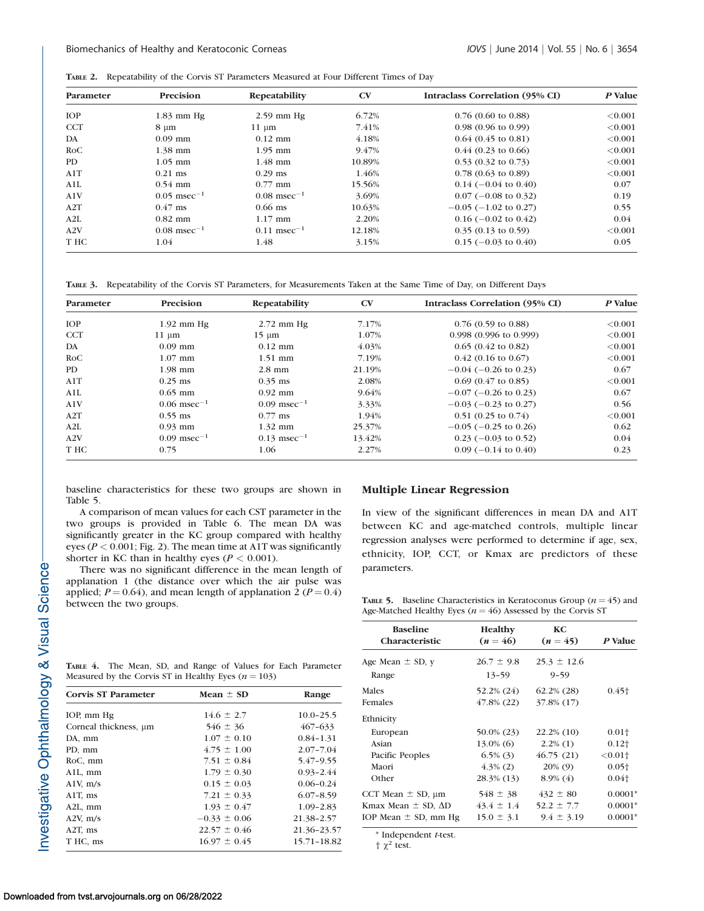**Table 2.** Repeatability of the Corvis ST Parameters Measured at Four Different Times of Day

| Parameter | Precision | Repeatability | CV | Intraclass Correlation (95% CI) | *P* Value |
|---|---|---|---|---|---|
| IOP | 1.83 mm Hg | 2.59 mm Hg | 6.72% | 0.76 (0.60 to 0.88) | <0.001 |
| CCT | 8 μm | 11 μm | 7.41% | 0.98 (0.96 to 0.99) | <0.001 |
| DA | 0.09 mm | 0.12 mm | 4.18% | 0.64 (0.45 to 0.81) | <0.001 |
| RoC | 1.38 mm | 1.95 mm | 9.47% | 0.44 (0.23 to 0.66) | <0.001 |
| PD | 1.05 mm | 1.48 mm | 10.89% | 0.53 (0.32 to 0.73) | <0.001 |
| A1T | 0.21 ms | 0.29 ms | 1.46% | 0.78 (0.63 to 0.89) | <0.001 |
| A1L | 0.54 mm | 0.77 mm | 15.56% | 0.14 (−0.04 to 0.40) | 0.07 |
| A1V | 0.05 msec$^{-1}$ | 0.08 msec$^{-1}$ | 3.69% | 0.07 (−0.08 to 0.32) | 0.19 |
| A2T | 0.47 ms | 0.66 ms | 10.63% | −0.05 (−1.02 to 0.27) | 0.55 |
| A2L | 0.82 mm | 1.17 mm | 2.20% | 0.16 (−0.02 to 0.42) | 0.04 |
| A2V | 0.08 msec$^{-1}$ | 0.11 msec$^{-1}$ | 12.18% | 0.35 (0.13 to 0.59) | <0.001 |
| T HC | 1.04 | 1.48 | 3.15% | 0.15 (−0.03 to 0.40) | 0.05 |

**Table 3.** Repeatability of the Corvis ST Parameters, for Measurements Taken at the Same Time of Day, on Different Days

| Parameter | Precision | Repeatability | CV | Intraclass Correlation (95% CI) | *P* Value |
|---|---|---|---|---|---|
| IOP | 1.92 mm Hg | 2.72 mm Hg | 7.17% | 0.76 (0.59 to 0.88) | <0.001 |
| CCT | 11 μm | 15 μm | 1.07% | 0.998 (0.996 to 0.999) | <0.001 |
| DA | 0.09 mm | 0.12 mm | 4.03% | 0.65 (0.42 to 0.82) | <0.001 |
| RoC | 1.07 mm | 1.51 mm | 7.19% | 0.42 (0.16 to 0.67) | <0.001 |
| PD | 1.98 mm | 2.8 mm | 21.19% | −0.04 (−0.26 to 0.23) | 0.67 |
| A1T | 0.25 ms | 0.35 ms | 2.08% | 0.69 (0.47 to 0.85) | <0.001 |
| A1L | 0.65 mm | 0.92 mm | 9.64% | −0.07 (−0.26 to 0.23) | 0.67 |
| A1V | 0.06 msec$^{-1}$ | 0.09 msec$^{-1}$ | 3.33% | −0.03 (−0.23 to 0.27) | 0.56 |
| A2T | 0.55 ms | 0.77 ms | 1.94% | 0.51 (0.25 to 0.74) | <0.001 |
| A2L | 0.93 mm | 1.32 mm | 25.37% | −0.05 (−0.25 to 0.26) | 0.62 |
| A2V | 0.09 msec$^{-1}$ | 0.13 msec$^{-1}$ | 13.42% | 0.23 (−0.03 to 0.52) | 0.04 |
| T HC | 0.75 | 1.06 | 2.27% | 0.09 (−0.14 to 0.40) | 0.23 |

baseline characteristics for these two groups are shown in Table 5.

A comparison of mean values for each CST parameter in the two groups is provided in Table 6. The mean DA was significantly greater in the KC group compared with healthy eyes ($P < 0.001$; Fig. 2). The mean time at A1T was significantly shorter in KC than in healthy eyes ($P < 0.001$).

There was no significant difference in the mean length of applanation 1 (the distance over which the air pulse was applied; $P = 0.64$), and mean length of applanation 2 ($P = 0.4$) between the two groups.

**Table 4.** The Mean, SD, and Range of Values for Each Parameter Measured by the Corvis ST in Healthy Eyes ($n = 103$)

| Corvis ST Parameter | Mean ± SD | Range |
|---|---|---|
| IOP, mm Hg | 14.6 ± 2.7 | 10.0–25.5 |
| Corneal thickness, μm | 546 ± 36 | 467–633 |
| DA, mm | 1.07 ± 0.10 | 0.84–1.31 |
| PD, mm | 4.75 ± 1.00 | 2.07–7.04 |
| RoC, mm | 7.51 ± 0.84 | 5.47–9.55 |
| A1L, mm | 1.79 ± 0.30 | 0.93–2.44 |
| A1V, m/s | 0.15 ± 0.03 | 0.06–0.24 |
| A1T, ms | 7.21 ± 0.33 | 6.07–8.59 |
| A2L, mm | 1.93 ± 0.47 | 1.09–2.83 |
| A2V, m/s | −0.33 ± 0.06 | 21.38–2.57 |
| A2T, ms | 22.57 ± 0.46 | 21.36–23.57 |
| T HC, ms | 16.97 ± 0.45 | 15.71–18.82 |

## Multiple Linear Regression

In view of the significant differences in mean DA and A1T between KC and age-matched controls, multiple linear regression analyses were performed to determine if age, sex, ethnicity, IOP, CCT, or Kmax are predictors of these parameters.

**Table 5.** Baseline Characteristics in Keratoconus Group ($n = 45$) and Age-Matched Healthy Eyes ($n = 46$) Assessed by the Corvis ST

| Baseline Characteristic | Healthy ($n = 46$) | KC ($n = 45$) | *P* Value |
|---|---|---|---|
| Age Mean ± SD, y | 26.7 ± 9.8 | 25.3 ± 12.6 | |
| Range | 13–59 | 9–59 | |
| Males | 52.2% (24) | 62.2% (28) | 0.45† |
| Females | 47.8% (22) | 37.8% (17) | |
| Ethnicity | | | |
| European | 50.0% (23) | 22.2% (10) | 0.01† |
| Asian | 13.0% (6) | 2.2% (1) | 0.12† |
| Pacific Peoples | 6.5% (3) | 46.75 (21) | <0.01† |
| Maori | 4.3% (2) | 20% (9) | 0.05† |
| Other | 28.3% (13) | 8.9% (4) | 0.04† |
| CCT Mean ± SD, μm | 548 ± 38 | 432 ± 80 | 0.0001* |
| Kmax Mean ± SD, ΔD | 43.4 ± 1.4 | 52.2 ± 7.7 | 0.0001* |
| IOP Mean ± SD, mm Hg | 15.0 ± 3.1 | 9.4 ± 3.19 | 0.0001* |

\* Independent *t*-test.

† $\chi^2$ test.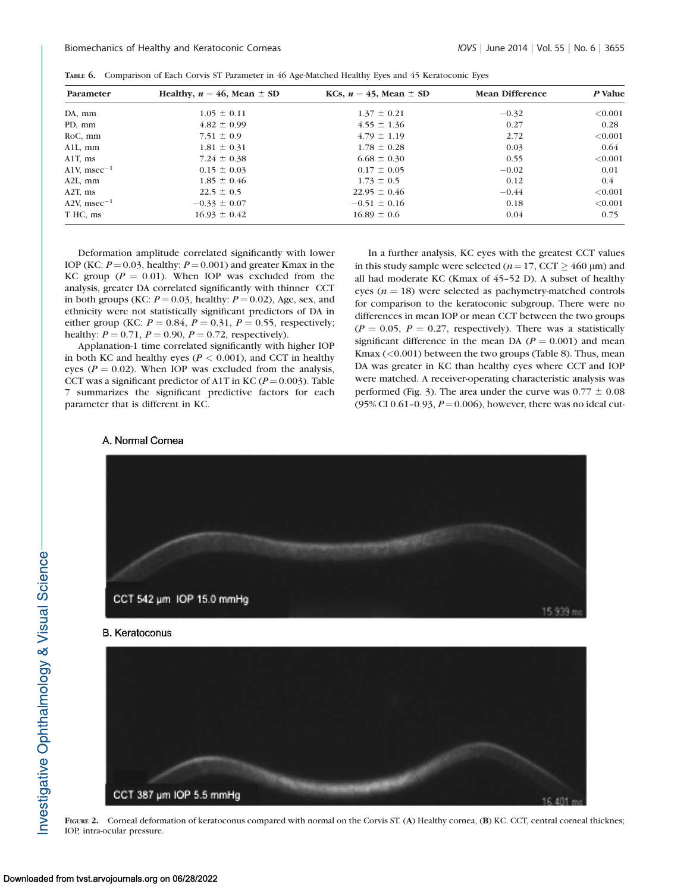**Table 6.** Comparison of Each Corvis ST Parameter in 46 Age-Matched Healthy Eyes and 45 Keratoconic Eyes

| Parameter | Healthy, $n = 46$, Mean ± SD | KCs, $n = 45$, Mean ± SD | Mean Difference | P Value |
|---|---|---|---|---|
| DA, mm | 1.05 ± 0.11 | 1.37 ± 0.21 | −0.32 | <0.001 |
| PD, mm | 4.82 ± 0.99 | 4.55 ± 1.36 | 0.27 | 0.28 |
| RoC, mm | 7.51 ± 0.9 | 4.79 ± 1.19 | 2.72 | <0.001 |
| A1L, mm | 1.81 ± 0.31 | 1.78 ± 0.28 | 0.03 | 0.64 |
| A1T, ms | 7.24 ± 0.38 | 6.68 ± 0.30 | 0.55 | <0.001 |
| A1V, msec$^{-1}$ | 0.15 ± 0.03 | 0.17 ± 0.05 | −0.02 | 0.01 |
| A2L, mm | 1.85 ± 0.46 | 1.73 ± 0.5 | 0.12 | 0.4 |
| A2T, ms | 22.5 ± 0.5 | 22.95 ± 0.46 | −0.44 | <0.001 |
| A2V, msec$^{-1}$ | −0.33 ± 0.07 | −0.51 ± 0.16 | 0.18 | <0.001 |
| T HC, ms | 16.93 ± 0.42 | 16.89 ± 0.6 | 0.04 | 0.75 |

Deformation amplitude correlated significantly with lower IOP (KC: $P = 0.03$, healthy: $P = 0.001$) and greater Kmax in the KC group ($P = 0.01$). When IOP was excluded from the analysis, greater DA correlated significantly with thinner CCT in both groups (KC: $P = 0.03$, healthy: $P = 0.02$), Age, sex, and ethnicity were not statistically significant predictors of DA in either group (KC: $P = 0.84$, $P = 0.31$, $P = 0.55$, respectively; healthy: $P = 0.71$, $P = 0.90$, $P = 0.72$, respectively).

Applanation-1 time correlated significantly with higher IOP in both KC and healthy eyes ($P < 0.001$), and CCT in healthy eyes ($P = 0.02$). When IOP was excluded from the analysis, CCT was a significant predictor of A1T in KC ($P = 0.003$). Table 7 summarizes the significant predictive factors for each parameter that is different in KC.

In a further analysis, KC eyes with the greatest CCT values in this study sample were selected ($n = 17$, CCT ≥ 460 μm) and all had moderate KC (Kmax of 45–52 D). A subset of healthy eyes ($n = 18$) were selected as pachymetry-matched controls for comparison to the keratoconic subgroup. There were no differences in mean IOP or mean CCT between the two groups ($P = 0.05$, $P = 0.27$, respectively). There was a statistically significant difference in the mean DA ($P = 0.001$) and mean Kmax (<0.001) between the two groups (Table 8). Thus, mean DA was greater in KC than healthy eyes where CCT and IOP were matched. A receiver-operating characteristic analysis was performed (Fig. 3). The area under the curve was 0.77 ± 0.08 (95% CI 0.61–0.93, $P = 0.006$), however, there was no ideal cut-

A. Normal Cornea

CCT 542 μm IOP 15.0 mmHg

15.939 ms

B. Keratoconus

CCT 387 μm IOP 5.5 mmHg

16.401 ms

**Figure 2.** Corneal deformation of keratoconus compared with normal on the Corvis ST. (**A**) Healthy cornea, (**B**) KC. CCT, central corneal thicknes; IOP, intra-ocular pressure.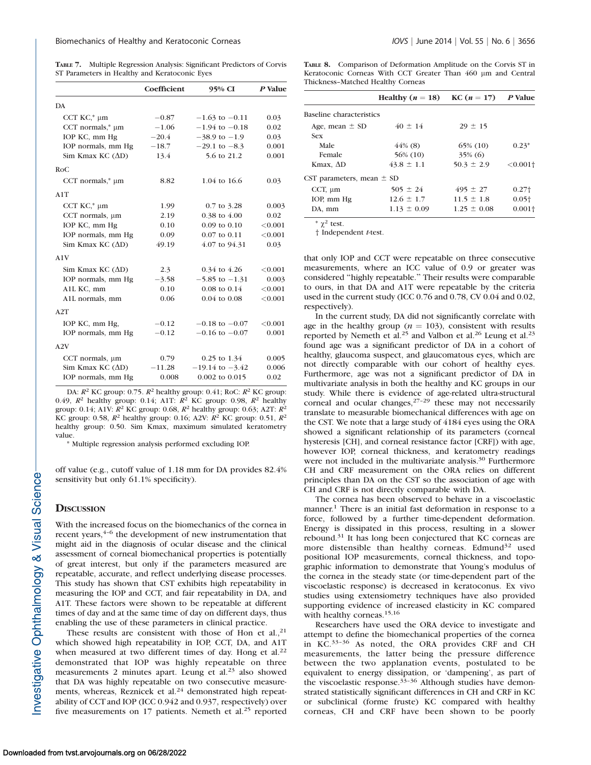**Table 7.** Multiple Regression Analysis: Significant Predictors of Corvis ST Parameters in Healthy and Keratoconic Eyes

| | Coefficient | 95% CI | *P* Value |
|---|---|---|---|
| DA | | | |
| CCT KC,* μm | −0.87 | −1.63 to −0.11 | 0.03 |
| CCT normals,* μm | −1.06 | −1.94 to −0.18 | 0.02 |
| IOP KC, mm Hg | −20.4 | −38.9 to −1.9 | 0.03 |
| IOP normals, mm Hg | −18.7 | −29.1 to −8.3 | 0.001 |
| Sim Kmax KC (ΔD) | 13.4 | 5.6 to 21.2 | 0.001 |
| RoC | | | |
| CCT normals,* μm | 8.82 | 1.04 to 16.6 | 0.03 |
| A1T | | | |
| CCT KC,* μm | 1.99 | 0.7 to 3.28 | 0.003 |
| CCT normals, μm | 2.19 | 0.38 to 4.00 | 0.02 |
| IOP KC, mm Hg | 0.10 | 0.09 to 0.10 | <0.001 |
| IOP normals, mm Hg | 0.09 | 0.07 to 0.11 | <0.001 |
| Sim Kmax KC (ΔD) | 49.19 | 4.07 to 94.31 | 0.03 |
| A1V | | | |
| Sim Kmax KC (ΔD) | 2.3 | 0.34 to 4.26 | <0.001 |
| IOP normals, mm Hg | −3.58 | −5.85 to −1.31 | 0.003 |
| A1L KC, mm | 0.10 | 0.08 to 0.14 | <0.001 |
| A1L normals, mm | 0.06 | 0.04 to 0.08 | <0.001 |
| A2T | | | |
| IOP KC, mm Hg, | −0.12 | −0.18 to −0.07 | <0.001 |
| IOP normals, mm Hg | −0.12 | −0.16 to −0.07 | 0.001 |
| A2V | | | |
| CCT normals, μm | 0.79 | 0.25 to 1.34 | 0.005 |
| Sim Kmax KC (ΔD) | −11.28 | −19.14 to −3.42 | 0.006 |
| IOP normals, mm Hg | 0.008 | 0.002 to 0.015 | 0.02 |

DA: $R^2$ KC group: 0.75. $R^2$ healthy group: 0.41; RoC: $R^2$ KC group: 0.49, $R^2$ healthy group: 0.14; A1T: $R^2$ KC group: 0.98, $R^2$ healthy group: 0.14; A1V: $R^2$ KC group: 0.68, $R^2$ healthy group: 0.63; A2T: $R^2$ KC group: 0.58, $R^2$ healthy group: 0.16; A2V: $R^2$ KC group: 0.51, $R^2$ healthy group: 0.50. Sim Kmax, maximum simulated keratometry value.

\* Multiple regression analysis performed excluding IOP.

off value (e.g., cutoff value of 1.18 mm for DA provides 82.4% sensitivity but only 61.1% specificity).

## Discussion

With the increased focus on the biomechanics of the cornea in recent years,[4–6] the development of new instrumentation that might aid in the diagnosis of ocular disease and the clinical assessment of corneal biomechanical properties is potentially of great interest, but only if the parameters measured are repeatable, accurate, and reflect underlying disease processes. This study has shown that CST exhibits high repeatability in measuring the IOP and CCT, and fair repeatability in DA, and A1T. These factors were shown to be repeatable at different times of day and at the same time of day on different days, thus enabling the use of these parameters in clinical practice.

These results are consistent with those of Hon et al.,[21] which showed high repeatability in IOP, CCT, DA, and A1T when measured at two different times of day. Hong et al.[22] demonstrated that IOP was highly repeatable on three measurements 2 minutes apart. Leung et al.[23] also showed that DA was highly repeatable on two consecutive measurements, whereas, Reznicek et al.[24] demonstrated high repeatability of CCT and IOP (ICC 0.942 and 0.937, respectively) over five measurements on 17 patients. Nemeth et al.[25] reported that only IOP and CCT were repeatable on three consecutive measurements, where an ICC value of 0.9 or greater was considered "highly repeatable." Their results were comparable to ours, in that DA and A1T were repeatable by the criteria used in the current study (ICC 0.76 and 0.78, CV 0.04 and 0.02, respectively).

**Table 8.** Comparison of Deformation Amplitude on the Corvis ST in Keratoconic Corneas With CCT Greater Than 460 μm and Central Thickness–Matched Healthy Corneas

| | Healthy ($n$ = 18) | KC ($n$ = 17) | *P* Value |
|---|---|---|---|
| Baseline characteristics | | | |
| Age, mean ± SD | 40 ± 14 | 29 ± 15 | |
| Sex | | | |
| Male | 44% (8) | 65% (10) | 0.23* |
| Female | 56% (10) | 35% (6) | |
| Kmax, ΔD | 43.8 ± 1.1 | 50.3 ± 2.9 | <0.001† |
| CST parameters, mean ± SD | | | |
| CCT, μm | 505 ± 24 | 495 ± 27 | 0.27† |
| IOP, mm Hg | 12.6 ± 1.7 | 11.5 ± 1.8 | 0.05† |
| DA, mm | 1.13 ± 0.09 | 1.25 ± 0.08 | 0.001† |

\* $\chi^2$ test.

† Independent *t*-test.

In the current study, DA did not significantly correlate with age in the healthy group ($n$ = 103), consistent with results reported by Nemeth et al.[25] and Valbon et al.[26] Leung et al.[23] found age was a significant predictor of DA in a cohort of healthy, glaucoma suspect, and glaucomatous eyes, which are not directly comparable with our cohort of healthy eyes. Furthermore, age was not a significant predictor of DA in multivariate analysis in both the healthy and KC groups in our study. While there is evidence of age-related ultra-structural corneal and ocular changes,[27–29] these may not necessarily translate to measurable biomechanical differences with age on the CST. We note that a large study of 4184 eyes using the ORA showed a significant relationship of its parameters (corneal hysteresis [CH], and corneal resistance factor [CRF]) with age, however IOP, corneal thickness, and keratometry readings were not included in the multivariate analysis.[30] Furthermore CH and CRF measurement on the ORA relies on different principles than DA on the CST so the association of age with CH and CRF is not directly comparable with DA.

The cornea has been observed to behave in a viscoelastic manner.[1] There is an initial fast deformation in response to a force, followed by a further time-dependent deformation. Energy is dissipated in this process, resulting in a slower rebound.[31] It has long been conjectured that KC corneas are more distensible than healthy corneas. Edmund[32] used positional IOP measurements, corneal thickness, and topographic information to demonstrate that Young's modulus of the cornea in the steady state (or time-dependent part of the viscoelastic response) is decreased in keratoconus. Ex vivo studies using extensiometry techniques have also provided supporting evidence of increased elasticity in KC compared with healthy corneas.[15,16]

Researchers have used the ORA device to investigate and attempt to define the biomechanical properties of the cornea in KC.[33–36] As noted, the ORA provides CRF and CH measurements, the latter being the pressure difference between the two applanation events, postulated to be equivalent to energy dissipation, or 'dampening', as part of the viscoelastic response.[33–36] Although studies have demonstrated statistically significant differences in CH and CRF in KC or subclinical (forme fruste) KC compared with healthy corneas, CH and CRF have been shown to be poorly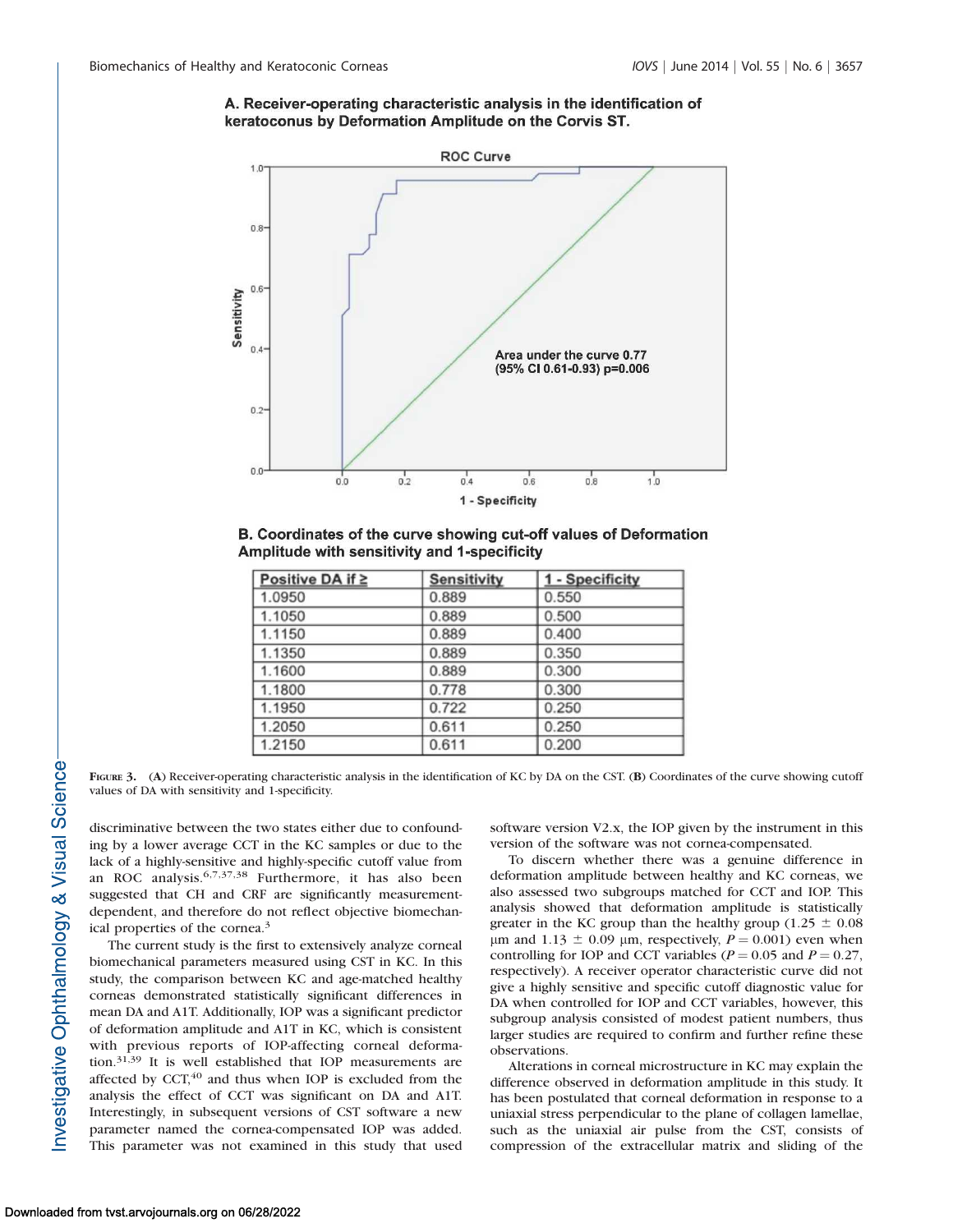**A. Receiver-operating characteristic analysis in the identification of keratoconus by Deformation Amplitude on the Corvis ST.**

**B. Coordinates of the curve showing cut-off values of Deformation Amplitude with sensitivity and 1-specificity**

| Positive DA if ≥ | Sensitivity | 1 - Specificity |
|---|---|---|
| 1.0950 | 0.889 | 0.550 |
| 1.1050 | 0.889 | 0.500 |
| 1.1150 | 0.889 | 0.400 |
| 1.1350 | 0.889 | 0.350 |
| 1.1600 | 0.889 | 0.300 |
| 1.1800 | 0.778 | 0.300 |
| 1.1950 | 0.722 | 0.250 |
| 1.2050 | 0.611 | 0.250 |
| 1.2150 | 0.611 | 0.200 |

**Figure 3.** (**A**) Receiver-operating characteristic analysis in the identification of KC by DA on the CST. (**B**) Coordinates of the curve showing cutoff values of DA with sensitivity and 1-specificity.

discriminative between the two states either due to confounding by a lower average CCT in the KC samples or due to the lack of a highly-sensitive and highly-specific cutoff value from an ROC analysis.[6,7,37,38] Furthermore, it has also been suggested that CH and CRF are significantly measurement-dependent, and therefore do not reflect objective biomechanical properties of the cornea.[3]

The current study is the first to extensively analyze corneal biomechanical parameters measured using CST in KC. In this study, the comparison between KC and age-matched healthy corneas demonstrated statistically significant differences in mean DA and A1T. Additionally, IOP was a significant predictor of deformation amplitude and A1T in KC, which is consistent with previous reports of IOP-affecting corneal deformation.[31,39] It is well established that IOP measurements are affected by CCT,[40] and thus when IOP is excluded from the analysis the effect of CCT was significant on DA and A1T. Interestingly, in subsequent versions of CST software a new parameter named the cornea-compensated IOP was added. This parameter was not examined in this study that used software version V2.x, the IOP given by the instrument in this version of the software was not cornea-compensated.

To discern whether there was a genuine difference in deformation amplitude between healthy and KC corneas, we also assessed two subgroups matched for CCT and IOP. This analysis showed that deformation amplitude is statistically greater in the KC group than the healthy group (1.25 ± 0.08 μm and 1.13 ± 0.09 μm, respectively, $P = 0.001$) even when controlling for IOP and CCT variables ($P = 0.05$ and $P = 0.27$, respectively). A receiver operator characteristic curve did not give a highly sensitive and specific cutoff diagnostic value for DA when controlled for IOP and CCT variables, however, this subgroup analysis consisted of modest patient numbers, thus larger studies are required to confirm and further refine these observations.

Alterations in corneal microstructure in KC may explain the difference observed in deformation amplitude in this study. It has been postulated that corneal deformation in response to a uniaxial stress perpendicular to the plane of collagen lamellae, such as the uniaxial air pulse from the CST, consists of compression of the extracellular matrix and sliding of the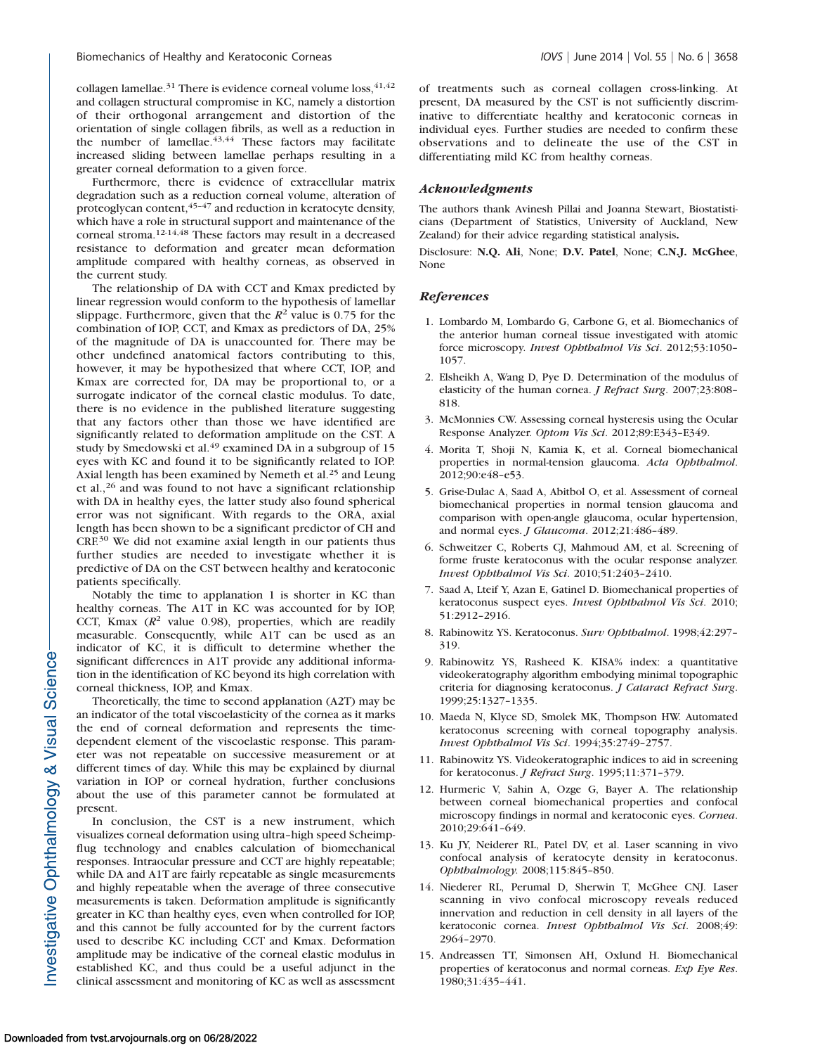collagen lamellae.[31] There is evidence corneal volume loss,[41,42] and collagen structural compromise in KC, namely a distortion of their orthogonal arrangement and distortion of the orientation of single collagen fibrils, as well as a reduction in the number of lamellae.[43,44] These factors may facilitate increased sliding between lamellae perhaps resulting in a greater corneal deformation to a given force.

Furthermore, there is evidence of extracellular matrix degradation such as a reduction corneal volume, alteration of proteoglycan content,[45–47] and reduction in keratocyte density, which have a role in structural support and maintenance of the corneal stroma.[12-14,48] These factors may result in a decreased resistance to deformation and greater mean deformation amplitude compared with healthy corneas, as observed in the current study.

The relationship of DA with CCT and Kmax predicted by linear regression would conform to the hypothesis of lamellar slippage. Furthermore, given that the $R^2$ value is 0.75 for the combination of IOP, CCT, and Kmax as predictors of DA, 25% of the magnitude of DA is unaccounted for. There may be other undefined anatomical factors contributing to this, however, it may be hypothesized that where CCT, IOP, and Kmax are corrected for, DA may be proportional to, or a surrogate indicator of the corneal elastic modulus. To date, there is no evidence in the published literature suggesting that any factors other than those we have identified are significantly related to deformation amplitude on the CST. A study by Smedowski et al.[49] examined DA in a subgroup of 15 eyes with KC and found it to be significantly related to IOP. Axial length has been examined by Nemeth et al.[25] and Leung et al.,[26] and was found to not have a significant relationship with DA in healthy eyes, the latter study also found spherical error was not significant. With regards to the ORA, axial length has been shown to be a significant predictor of CH and CRF.[30] We did not examine axial length in our patients thus further studies are needed to investigate whether it is predictive of DA on the CST between healthy and keratoconic patients specifically.

Notably the time to applanation 1 is shorter in KC than healthy corneas. The A1T in KC was accounted for by IOP, CCT, Kmax ($R^2$ value 0.98), properties, which are readily measurable. Consequently, while A1T can be used as an indicator of KC, it is difficult to determine whether the significant differences in A1T provide any additional information in the identification of KC beyond its high correlation with corneal thickness, IOP, and Kmax.

Theoretically, the time to second applanation (A2T) may be an indicator of the total viscoelasticity of the cornea as it marks the end of corneal deformation and represents the time-dependent element of the viscoelastic response. This parameter was not repeatable on successive measurement or at different times of day. While this may be explained by diurnal variation in IOP or corneal hydration, further conclusions about the use of this parameter cannot be formulated at present.

In conclusion, the CST is a new instrument, which visualizes corneal deformation using ultra–high speed Scheimpflug technology and enables calculation of biomechanical responses. Intraocular pressure and CCT are highly repeatable; while DA and A1T are fairly repeatable as single measurements and highly repeatable when the average of three consecutive measurements is taken. Deformation amplitude is significantly greater in KC than healthy eyes, even when controlled for IOP, and this cannot be fully accounted for by the current factors used to describe KC including CCT and Kmax. Deformation amplitude may be indicative of the corneal elastic modulus in established KC, and thus could be a useful adjunct in the clinical assessment and monitoring of KC as well as assessment of treatments such as corneal collagen cross-linking. At present, DA measured by the CST is not sufficiently discriminative to differentiate healthy and keratoconic corneas in individual eyes. Further studies are needed to confirm these observations and to delineate the use of the CST in differentiating mild KC from healthy corneas.

## *Acknowledgments*

The authors thank Avinesh Pillai and Joanna Stewart, Biostatisticians (Department of Statistics, University of Auckland, New Zealand) for their advice regarding statistical analysis.

Disclosure: **N.Q. Ali**, None; **D.V. Patel**, None; **C.N.J. McGhee**, None

## *References*

1. Lombardo M, Lombardo G, Carbone G, et al. Biomechanics of the anterior human corneal tissue investigated with atomic force microscopy. *Invest Ophthalmol Vis Sci*. 2012;53:1050–1057.
2. Elsheikh A, Wang D, Pye D. Determination of the modulus of elasticity of the human cornea. *J Refract Surg*. 2007;23:808–818.
3. McMonnies CW. Assessing corneal hysteresis using the Ocular Response Analyzer. *Optom Vis Sci*. 2012;89:E343–E349.
4. Morita T, Shoji N, Kamia K, et al. Corneal biomechanical properties in normal-tension glaucoma. *Acta Ophthalmol*. 2012;90:e48–e53.
5. Grise-Dulac A, Saad A, Abitbol O, et al. Assessment of corneal biomechanical properties in normal tension glaucoma and comparison with open-angle glaucoma, ocular hypertension, and normal eyes. *J Glaucoma*. 2012;21:486–489.
6. Schweitzer C, Roberts CJ, Mahmoud AM, et al. Screening of forme fruste keratoconus with the ocular response analyzer. *Invest Ophthalmol Vis Sci*. 2010;51:2403–2410.
7. Saad A, Lteif Y, Azan E, Gatinel D. Biomechanical properties of keratoconus suspect eyes. *Invest Ophthalmol Vis Sci*. 2010; 51:2912–2916.
8. Rabinowitz YS. Keratoconus. *Surv Ophthalmol*. 1998;42:297–319.
9. Rabinowitz YS, Rasheed K. KISA% index: a quantitative videokeratography algorithm embodying minimal topographic criteria for diagnosing keratoconus. *J Cataract Refract Surg*. 1999;25:1327–1335.
10. Maeda N, Klyce SD, Smolek MK, Thompson HW. Automated keratoconus screening with corneal topography analysis. *Invest Ophthalmol Vis Sci*. 1994;35:2749–2757.
11. Rabinowitz YS. Videokeratographic indices to aid in screening for keratoconus. *J Refract Surg*. 1995;11:371–379.
12. Hurmeric V, Sahin A, Ozge G, Bayer A. The relationship between corneal biomechanical properties and confocal microscopy findings in normal and keratoconic eyes. *Cornea*. 2010;29:641–649.
13. Ku JY, Neiderer RL, Patel DV, et al. Laser scanning in vivo confocal analysis of keratocyte density in keratoconus. *Ophthalmology.* 2008;115:845–850.
14. Niederer RL, Perumal D, Sherwin T, McGhee CNJ. Laser scanning in vivo confocal microscopy reveals reduced innervation and reduction in cell density in all layers of the keratoconic cornea. *Invest Ophthalmol Vis Sci*. 2008;49: 2964–2970.
15. Andreassen TT, Simonsen AH, Oxlund H. Biomechanical properties of keratoconus and normal corneas. *Exp Eye Res*. 1980;31:435–441.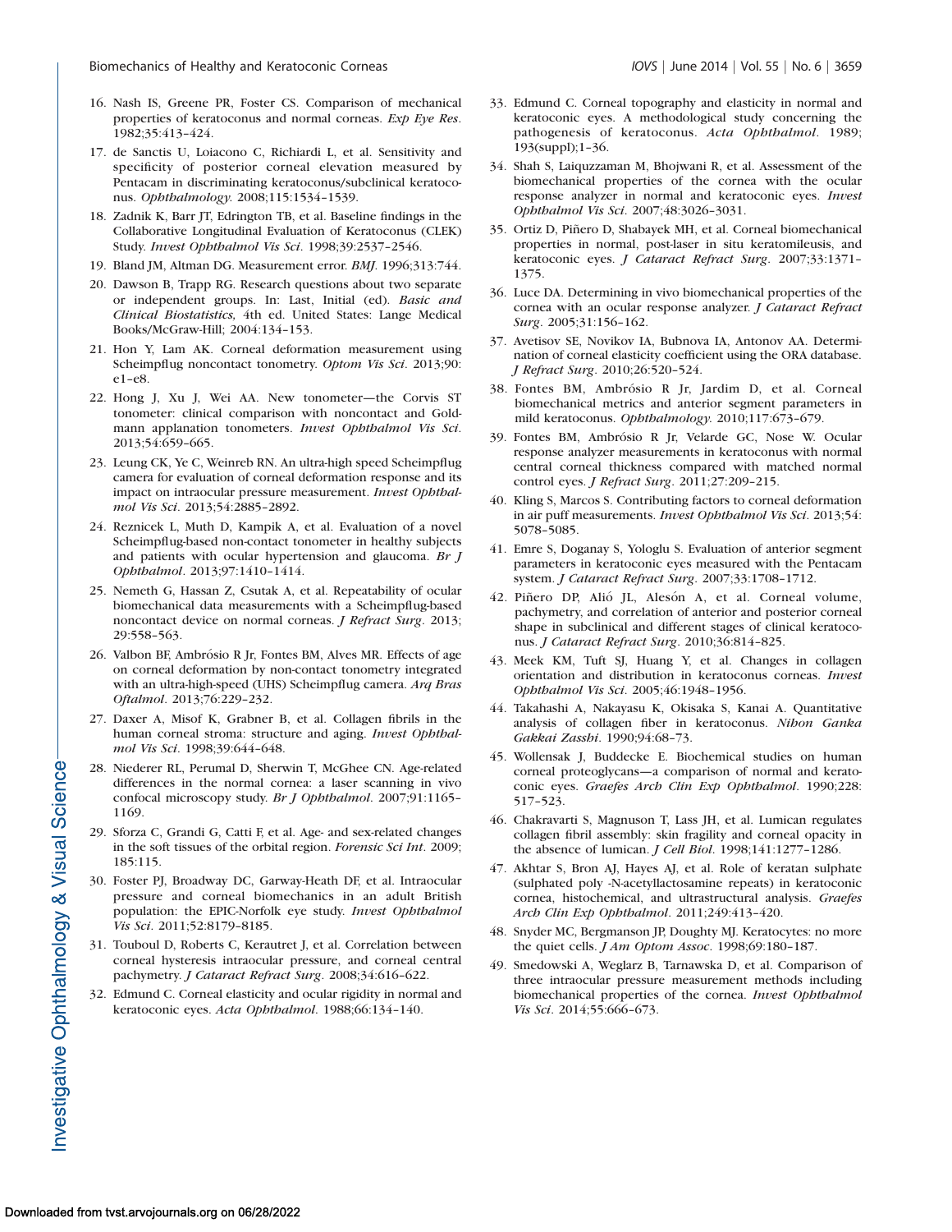16. Nash IS, Greene PR, Foster CS. Comparison of mechanical properties of keratoconus and normal corneas. *Exp Eye Res*. 1982;35:413–424.
17. de Sanctis U, Loiacono C, Richiardi L, et al. Sensitivity and specificity of posterior corneal elevation measured by Pentacam in discriminating keratoconus/subclinical keratoconus. *Ophthalmology.* 2008;115:1534–1539.
18. Zadnik K, Barr JT, Edrington TB, et al. Baseline findings in the Collaborative Longitudinal Evaluation of Keratoconus (CLEK) Study. *Invest Ophthalmol Vis Sci*. 1998;39:2537–2546.
19. Bland JM, Altman DG. Measurement error. *BMJ*. 1996;313:744.
20. Dawson B, Trapp RG. Research questions about two separate or independent groups. In: Last, Initial (ed). *Basic and Clinical Biostatistics,* 4th ed. United States: Lange Medical Books/McGraw-Hill; 2004:134–153.
21. Hon Y, Lam AK. Corneal deformation measurement using Scheimpflug noncontact tonometry. *Optom Vis Sci*. 2013;90: e1–e8.
22. Hong J, Xu J, Wei AA. New tonometer—the Corvis ST tonometer: clinical comparison with noncontact and Goldmann applanation tonometers. *Invest Ophthalmol Vis Sci*. 2013;54:659–665.
23. Leung CK, Ye C, Weinreb RN. An ultra-high speed Scheimpflug camera for evaluation of corneal deformation response and its impact on intraocular pressure measurement. *Invest Ophthalmol Vis Sci*. 2013;54:2885–2892.
24. Reznicek L, Muth D, Kampik A, et al. Evaluation of a novel Scheimpflug-based non-contact tonometer in healthy subjects and patients with ocular hypertension and glaucoma. *Br J Ophthalmol*. 2013;97:1410–1414.
25. Nemeth G, Hassan Z, Csutak A, et al. Repeatability of ocular biomechanical data measurements with a Scheimpflug-based noncontact device on normal corneas. *J Refract Surg*. 2013; 29:558–563.
26. Valbon BF, Ambrósio R Jr, Fontes BM, Alves MR. Effects of age on corneal deformation by non-contact tonometry integrated with an ultra-high-speed (UHS) Scheimpflug camera. *Arq Bras Oftalmol*. 2013;76:229–232.
27. Daxer A, Misof K, Grabner B, et al. Collagen fibrils in the human corneal stroma: structure and aging. *Invest Ophthalmol Vis Sci*. 1998;39:644–648.
28. Niederer RL, Perumal D, Sherwin T, McGhee CN. Age-related differences in the normal cornea: a laser scanning in vivo confocal microscopy study. *Br J Ophthalmol*. 2007;91:1165–1169.
29. Sforza C, Grandi G, Catti F, et al. Age- and sex-related changes in the soft tissues of the orbital region. *Forensic Sci Int*. 2009; 185:115.
30. Foster PJ, Broadway DC, Garway-Heath DF, et al. Intraocular pressure and corneal biomechanics in an adult British population: the EPIC-Norfolk eye study. *Invest Ophthalmol Vis Sci*. 2011;52:8179–8185.
31. Touboul D, Roberts C, Kerautret J, et al. Correlation between corneal hysteresis intraocular pressure, and corneal central pachymetry. *J Cataract Refract Surg*. 2008;34:616–622.
32. Edmund C. Corneal elasticity and ocular rigidity in normal and keratoconic eyes. *Acta Ophthalmol*. 1988;66:134–140.
33. Edmund C. Corneal topography and elasticity in normal and keratoconic eyes. A methodological study concerning the pathogenesis of keratoconus. *Acta Ophthalmol*. 1989; 193(suppl);1–36.
34. Shah S, Laiquzzaman M, Bhojwani R, et al. Assessment of the biomechanical properties of the cornea with the ocular response analyzer in normal and keratoconic eyes. *Invest Ophthalmol Vis Sci*. 2007;48:3026–3031.
35. Ortiz D, Piñero D, Shabayek MH, et al. Corneal biomechanical properties in normal, post-laser in situ keratomileusis, and keratoconic eyes. *J Cataract Refract Surg*. 2007;33:1371–1375.
36. Luce DA. Determining in vivo biomechanical properties of the cornea with an ocular response analyzer. *J Cataract Refract Surg*. 2005;31:156–162.
37. Avetisov SE, Novikov IA, Bubnova IA, Antonov AA. Determination of corneal elasticity coefficient using the ORA database. *J Refract Surg*. 2010;26:520–524.
38. Fontes BM, Ambrósio R Jr, Jardim D, et al. Corneal biomechanical metrics and anterior segment parameters in mild keratoconus. *Ophthalmology.* 2010;117:673–679.
39. Fontes BM, Ambrósio R Jr, Velarde GC, Nose W. Ocular response analyzer measurements in keratoconus with normal central corneal thickness compared with matched normal control eyes. *J Refract Surg*. 2011;27:209–215.
40. Kling S, Marcos S. Contributing factors to corneal deformation in air puff measurements. *Invest Ophthalmol Vis Sci*. 2013;54: 5078–5085.
41. Emre S, Doganay S, Yologlu S. Evaluation of anterior segment parameters in keratoconic eyes measured with the Pentacam system. *J Cataract Refract Surg*. 2007;33:1708–1712.
42. Piñero DP, Alió JL, Alesón A, et al. Corneal volume, pachymetry, and correlation of anterior and posterior corneal shape in subclinical and different stages of clinical keratoconus. *J Cataract Refract Surg*. 2010;36:814–825.
43. Meek KM, Tuft SJ, Huang Y, et al. Changes in collagen orientation and distribution in keratoconus corneas. *Invest Ophthalmol Vis Sci*. 2005;46:1948–1956.
44. Takahashi A, Nakayasu K, Okisaka S, Kanai A. Quantitative analysis of collagen fiber in keratoconus. *Nihon Ganka Gakkai Zasshi*. 1990;94:68–73.
45. Wollensak J, Buddecke E. Biochemical studies on human corneal proteoglycans—a comparison of normal and keratoconic eyes. *Graefes Arch Clin Exp Ophthalmol*. 1990;228: 517–523.
46. Chakravarti S, Magnuson T, Lass JH, et al. Lumican regulates collagen fibril assembly: skin fragility and corneal opacity in the absence of lumican. *J Cell Biol*. 1998;141:1277–1286.
47. Akhtar S, Bron AJ, Hayes AJ, et al. Role of keratan sulphate (sulphated poly -N-acetyllactosamine repeats) in keratoconic cornea, histochemical, and ultrastructural analysis. *Graefes Arch Clin Exp Ophthalmol*. 2011;249:413–420.
48. Snyder MC, Bergmanson JP, Doughty MJ. Keratocytes: no more the quiet cells. *J Am Optom Assoc*. 1998;69:180–187.
49. Smedowski A, Weglarz B, Tarnawska D, et al. Comparison of three intraocular pressure measurement methods including biomechanical properties of the cornea. *Invest Ophthalmol Vis Sci*. 2014;55:666–673.